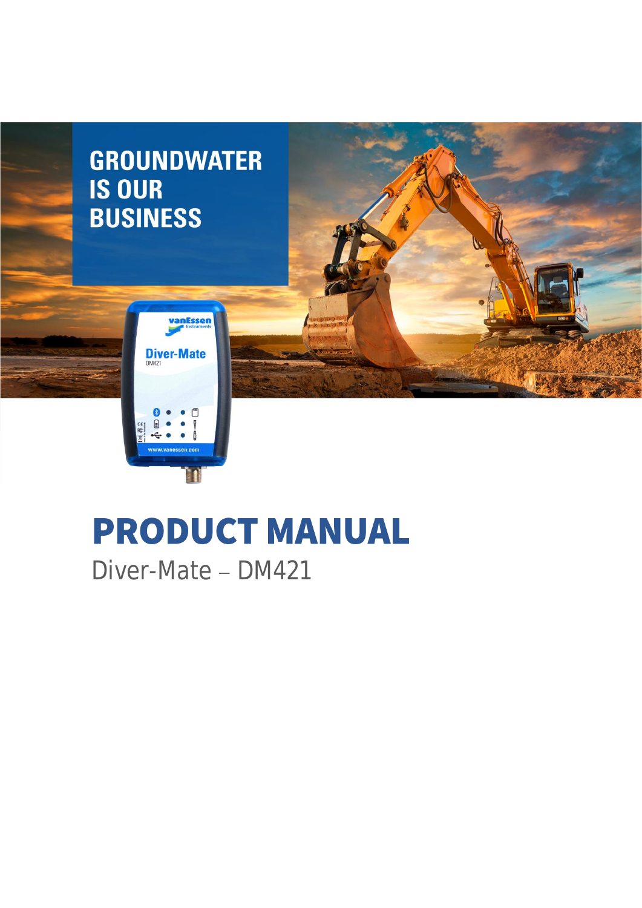GROUNDWATER
IS OUR
BUSINESS

# PRODUCT MANUAL

Diver-Mate – DM421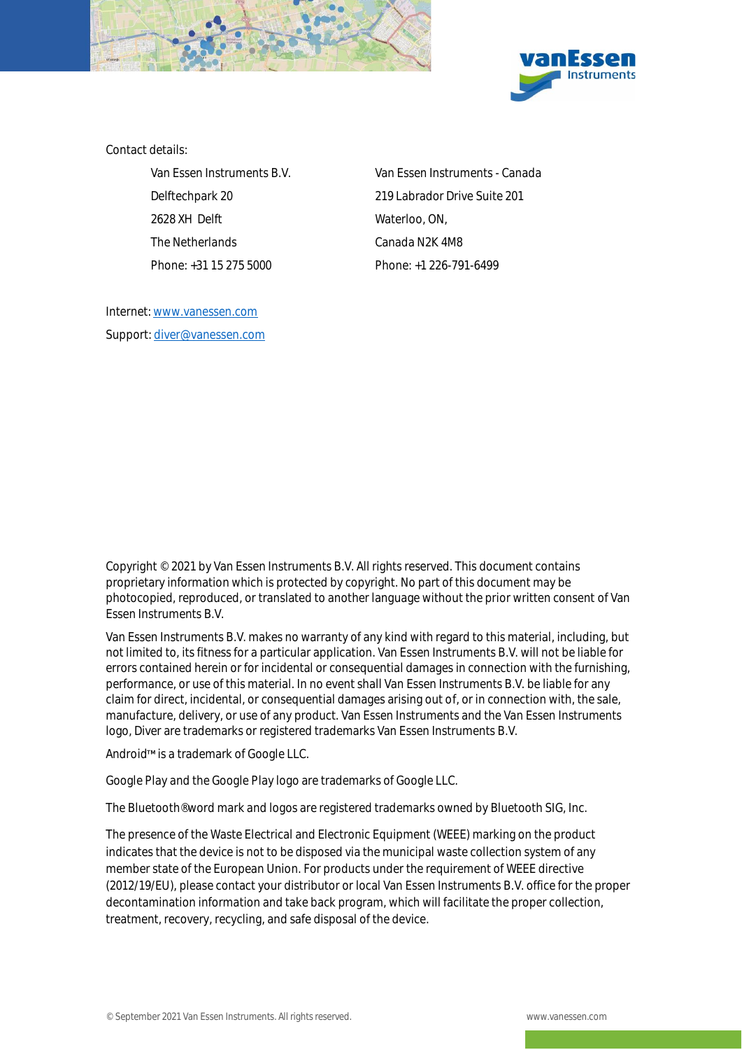Contact details:

Van Essen Instruments B.V.
Delftechpark 20
2628 XH Delft
The Netherlands
Phone: +31 15 275 5000

Van Essen Instruments - Canada
219 Labrador Drive Suite 201
Waterloo, ON,
Canada N2K 4M8
Phone: +1 226-791-6499

Internet: www.vanessen.com

Support: diver@vanessen.com

Copyright © 2021 by Van Essen Instruments B.V. All rights reserved. This document contains proprietary information which is protected by copyright. No part of this document may be photocopied, reproduced, or translated to another language without the prior written consent of Van Essen Instruments B.V.

Van Essen Instruments B.V. makes no warranty of any kind with regard to this material, including, but not limited to, its fitness for a particular application. Van Essen Instruments B.V. will not be liable for errors contained herein or for incidental or consequential damages in connection with the furnishing, performance, or use of this material. In no event shall Van Essen Instruments B.V. be liable for any claim for direct, incidental, or consequential damages arising out of, or in connection with, the sale, manufacture, delivery, or use of any product. Van Essen Instruments and the Van Essen Instruments logo, Diver are trademarks or registered trademarks Van Essen Instruments B.V.

Android™ is a trademark of Google LLC.

Google Play and the Google Play logo are trademarks of Google LLC.

The Bluetooth® word mark and logos are registered trademarks owned by Bluetooth SIG, Inc.

The presence of the Waste Electrical and Electronic Equipment (WEEE) marking on the product indicates that the device is not to be disposed via the municipal waste collection system of any member state of the European Union. For products under the requirement of WEEE directive (2012/19/EU), please contact your distributor or local Van Essen Instruments B.V. office for the proper decontamination information and take back program, which will facilitate the proper collection, treatment, recovery, recycling, and safe disposal of the device.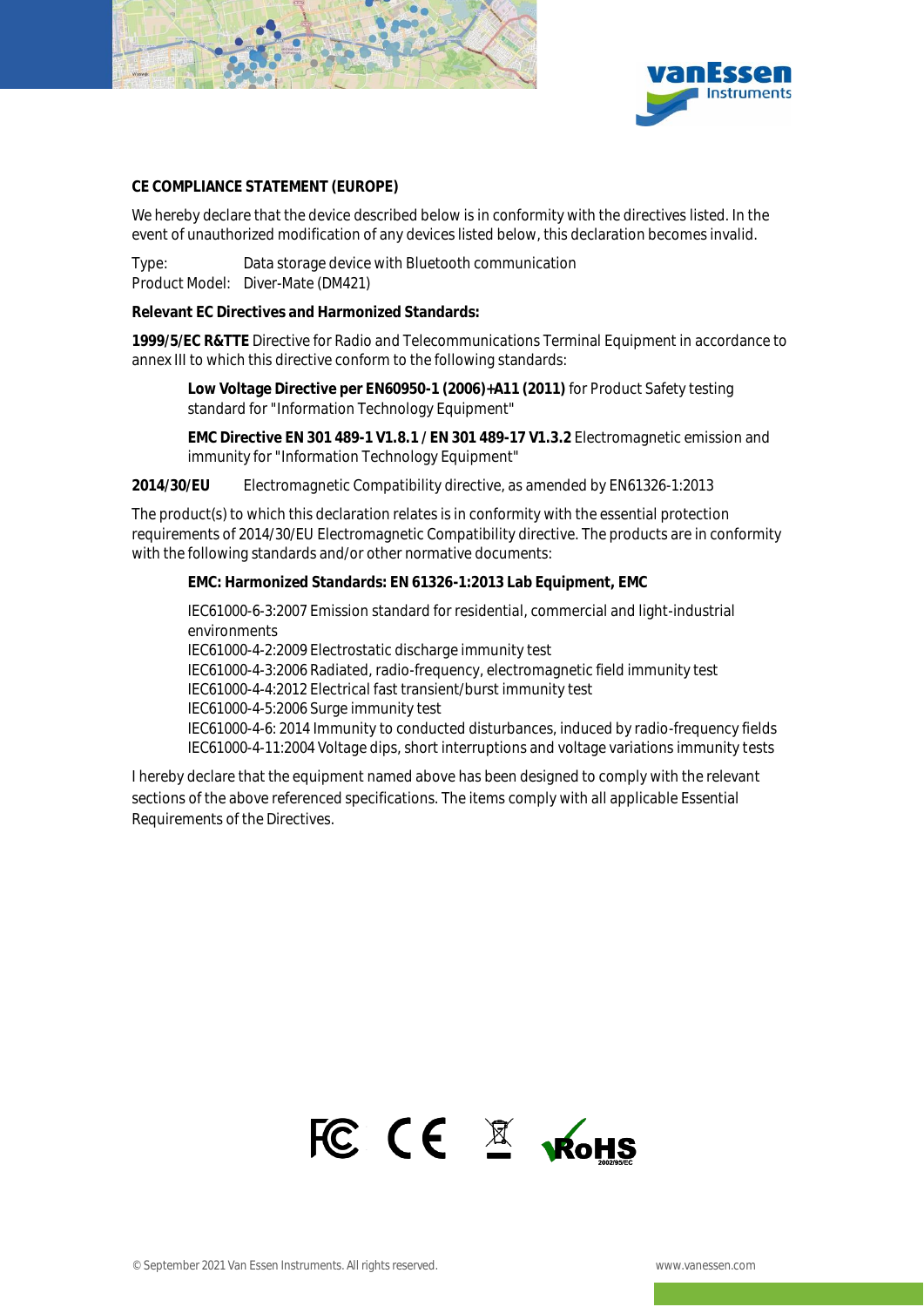**CE COMPLIANCE STATEMENT (EUROPE)**

We hereby declare that the device described below is in conformity with the directives listed. In the event of unauthorized modification of any devices listed below, this declaration becomes invalid.

Type: Data storage device with Bluetooth communication
Product Model: Diver-Mate (DM421)

**Relevant EC Directives and Harmonized Standards:**

**1999/5/EC R&TTE** Directive for Radio and Telecommunications Terminal Equipment in accordance to annex III to which this directive conform to the following standards:

> **Low Voltage Directive per EN60950-1 (2006)+A11 (2011)** for Product Safety testing standard for "Information Technology Equipment"
>
> **EMC Directive EN 301 489-1 V1.8.1 / EN 301 489-17 V1.3.2** Electromagnetic emission and immunity for "Information Technology Equipment"

**2014/30/EU** Electromagnetic Compatibility directive, as amended by EN61326-1:2013

The product(s) to which this declaration relates is in conformity with the essential protection requirements of 2014/30/EU Electromagnetic Compatibility directive. The products are in conformity with the following standards and/or other normative documents:

> **EMC: Harmonized Standards: EN 61326-1:2013 Lab Equipment, EMC**
>
> IEC61000-6-3:2007 Emission standard for residential, commercial and light-industrial environments
> IEC61000-4-2:2009 Electrostatic discharge immunity test
> IEC61000-4-3:2006 Radiated, radio-frequency, electromagnetic field immunity test
> IEC61000-4-4:2012 Electrical fast transient/burst immunity test
> IEC61000-4-5:2006 Surge immunity test
> IEC61000-4-6: 2014 Immunity to conducted disturbances, induced by radio-frequency fields
> IEC61000-4-11:2004 Voltage dips, short interruptions and voltage variations immunity tests

I hereby declare that the equipment named above has been designed to comply with the relevant sections of the above referenced specifications. The items comply with all applicable Essential Requirements of the Directives.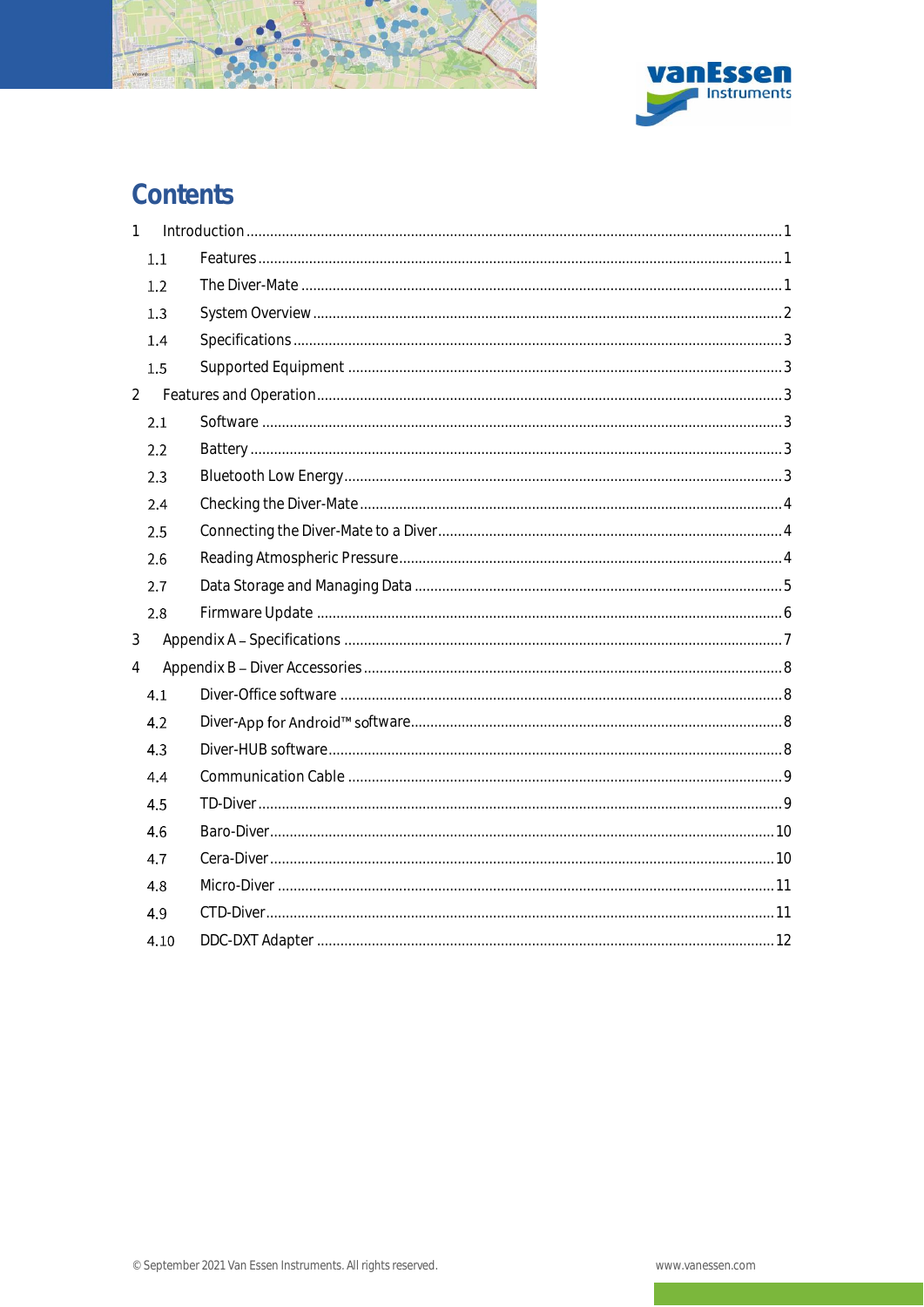# Contents

1 Introduction ........................................................................................................................ 1
  1.1 Features .................................................................................................................... 1
  1.2 The Diver-Mate ......................................................................................................... 1
  1.3 System Overview ...................................................................................................... 2
  1.4 Specifications ........................................................................................................... 3
  1.5 Supported Equipment ............................................................................................... 3
2 Features and Operation ...................................................................................................... 3
  2.1 Software .................................................................................................................... 3
  2.2 Battery ...................................................................................................................... 3
  2.3 Bluetooth Low Energy .............................................................................................. 3
  2.4 Checking the Diver-Mate .......................................................................................... 4
  2.5 Connecting the Diver-Mate to a Diver ....................................................................... 4
  2.6 Reading Atmospheric Pressure ................................................................................. 4
  2.7 Data Storage and Managing Data ............................................................................. 5
  2.8 Firmware Update ...................................................................................................... 6
3 Appendix A – Specifications ............................................................................................... 7
4 Appendix B – Diver Accessories ......................................................................................... 8
  4.1 Diver-Office software ................................................................................................ 8
  4.2 Diver-App for Android™ software ............................................................................. 8
  4.3 Diver-HUB software .................................................................................................. 8
  4.4 Communication Cable .............................................................................................. 9
  4.5 TD-Diver .................................................................................................................... 9
  4.6 Baro-Diver ............................................................................................................... 10
  4.7 Cera-Diver ............................................................................................................... 10
  4.8 Micro-Diver .............................................................................................................. 11
  4.9 CTD-Diver ................................................................................................................ 11
  4.10 DDC-DXT Adapter .................................................................................................. 12

© September 2021 Van Essen Instruments. All rights reserved.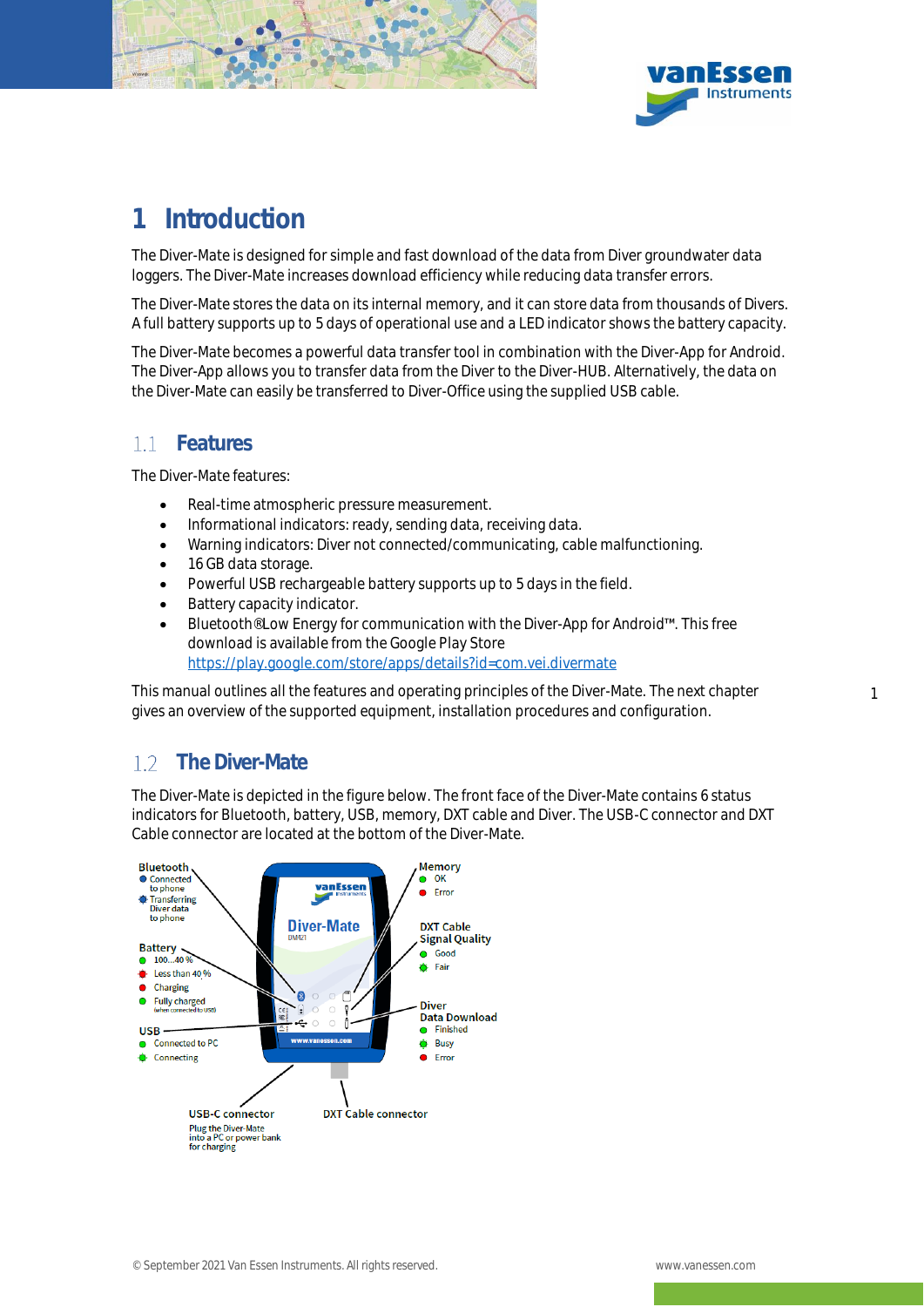# 1 Introduction

The Diver-Mate is designed for simple and fast download of the data from Diver groundwater data loggers. The Diver-Mate increases download efficiency while reducing data transfer errors.

The Diver-Mate stores the data on its internal memory, and it can store data from thousands of Divers. A full battery supports up to 5 days of operational use and a LED indicator shows the battery capacity.

The Diver-Mate becomes a powerful data transfer tool in combination with the Diver-App for Android. The Diver-App allows you to transfer data from the Diver to the Diver-HUB. Alternatively, the data on the Diver-Mate can easily be transferred to Diver-Office using the supplied USB cable.

## 1.1 Features

The Diver-Mate features:

- Real-time atmospheric pressure measurement.
- Informational indicators: ready, sending data, receiving data.
- Warning indicators: Diver not connected/communicating, cable malfunctioning.
- 16 GB data storage.
- Powerful USB rechargeable battery supports up to 5 days in the field.
- Battery capacity indicator.
- Bluetooth®Low Energy for communication with the Diver-App for Android™. This free download is available from the Google Play Store https://play.google.com/store/apps/details?id=com.vei.divermate

This manual outlines all the features and operating principles of the Diver-Mate. The next chapter gives an overview of the supported equipment, installation procedures and configuration.

## 1.2 The Diver-Mate

The Diver-Mate is depicted in the figure below. The front face of the Diver-Mate contains 6 status indicators for Bluetooth, battery, USB, memory, DXT cable and Diver. The USB-C connector and DXT Cable connector are located at the bottom of the Diver-Mate.

**Bluetooth**
- Connected to phone
- Transferring Diver data to phone

**Battery**
- 100...40 %
- Less than 40 %
- Charging
- Fully charged (when connected to USB)

**USB**
- Connected to PC
- Connecting

**Memory**
- OK
- Error

**DXT Cable Signal Quality**
- Good
- Fair

**Diver Data Download**
- Finished
- Busy
- Error

**USB-C connector** – Plug the Diver-Mate into a PC or power bank for charging

**DXT Cable connector**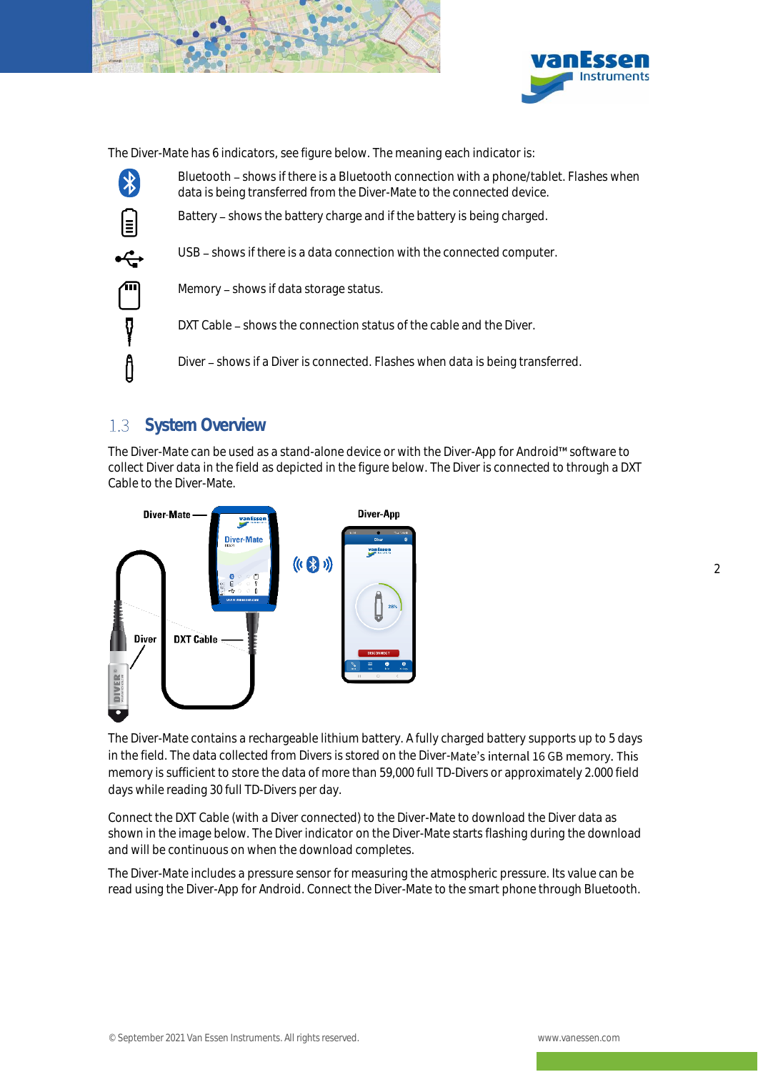The Diver-Mate has 6 indicators, see figure below. The meaning each indicator is:

- Bluetooth – shows if there is a Bluetooth connection with a phone/tablet. Flashes when data is being transferred from the Diver-Mate to the connected device.
- Battery – shows the battery charge and if the battery is being charged.
- USB – shows if there is a data connection with the connected computer.
- Memory – shows if data storage status.
- DXT Cable – shows the connection status of the cable and the Diver.
- Diver – shows if a Diver is connected. Flashes when data is being transferred.

## 1.3 System Overview

The Diver-Mate can be used as a stand-alone device or with the Diver-App for Android™ software to collect Diver data in the field as depicted in the figure below. The Diver is connected to through a DXT Cable to the Diver-Mate.

The Diver-Mate contains a rechargeable lithium battery. A fully charged battery supports up to 5 days in the field. The data collected from Divers is stored on the Diver-Mate's internal 16 GB memory. This memory is sufficient to store the data of more than 59,000 full TD-Divers or approximately 2.000 field days while reading 30 full TD-Divers per day.

Connect the DXT Cable (with a Diver connected) to the Diver-Mate to download the Diver data as shown in the image below. The Diver indicator on the Diver-Mate starts flashing during the download and will be continuous on when the download completes.

The Diver-Mate includes a pressure sensor for measuring the atmospheric pressure. Its value can be read using the Diver-App for Android. Connect the Diver-Mate to the smart phone through Bluetooth.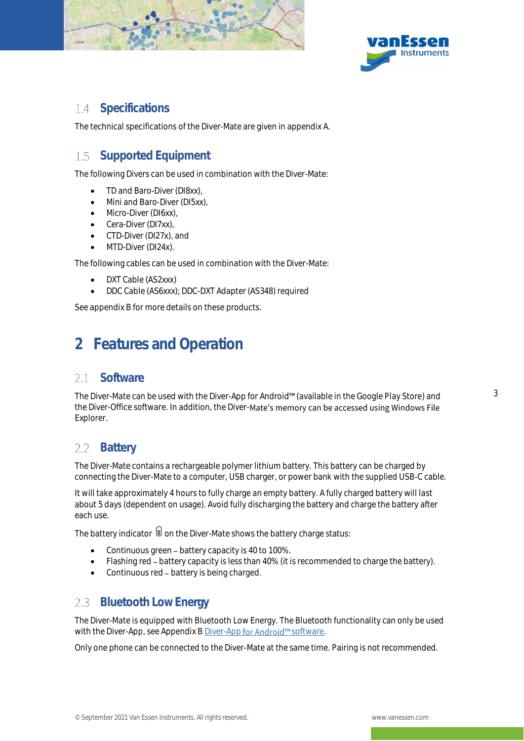## 1.4 Specifications

The technical specifications of the Diver-Mate are given in appendix A.

## 1.5 Supported Equipment

The following Divers can be used in combination with the Diver-Mate:

- TD and Baro-Diver (DI8xx),
- Mini and Baro-Diver (DI5xx),
- Micro-Diver (DI6xx),
- Cera-Diver (DI7xx),
- CTD-Diver (DI27x), and
- MTD-Diver (DI24x).

The following cables can be used in combination with the Diver-Mate:

- DXT Cable (AS2xxx)
- DDC Cable (AS6xxx); DDC-DXT Adapter (AS348) required

See appendix B for more details on these products.

# 2 Features and Operation

## 2.1 Software

The Diver-Mate can be used with the Diver-App for Android™ (available in the Google Play Store) and the Diver-Office software. In addition, the Diver-Mate's memory can be accessed using Windows File Explorer.

## 2.2 Battery

The Diver-Mate contains a rechargeable polymer lithium battery. This battery can be charged by connecting the Diver-Mate to a computer, USB charger, or power bank with the supplied USB-C cable.

It will take approximately 4 hours to fully charge an empty battery. A fully charged battery will last about 5 days (dependent on usage). Avoid fully discharging the battery and charge the battery after each use.

The battery indicator on the Diver-Mate shows the battery charge status:

- Continuous green – battery capacity is 40 to 100%.
- Flashing red – battery capacity is less than 40% (it is recommended to charge the battery).
- Continuous red – battery is being charged.

## 2.3 Bluetooth Low Energy

The Diver-Mate is equipped with Bluetooth Low Energy. The Bluetooth functionality can only be used with the Diver-App, see Appendix B Diver-App for Android™ software.

Only one phone can be connected to the Diver-Mate at the same time. Pairing is not recommended.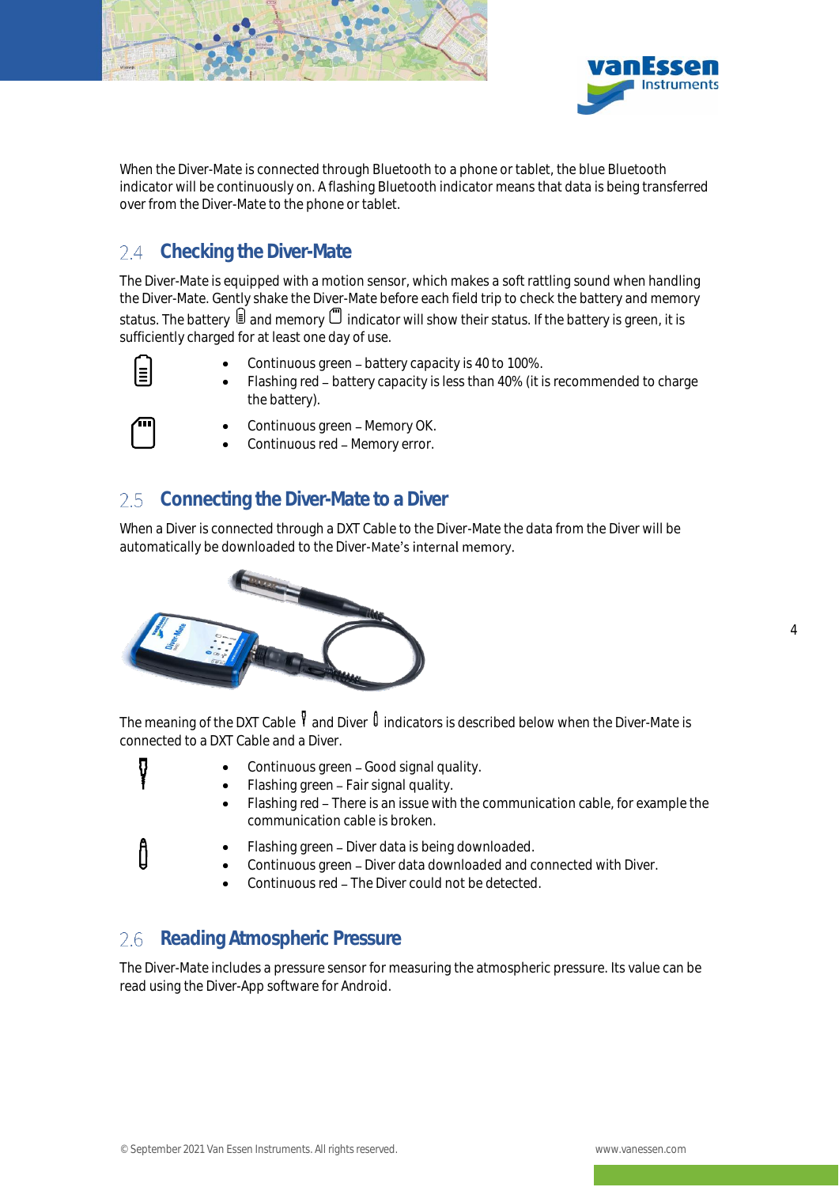When the Diver-Mate is connected through Bluetooth to a phone or tablet, the blue Bluetooth indicator will be continuously on. A flashing Bluetooth indicator means that data is being transferred over from the Diver-Mate to the phone or tablet.

## 2.4 Checking the Diver-Mate

The Diver-Mate is equipped with a motion sensor, which makes a soft rattling sound when handling the Diver-Mate. Gently shake the Diver-Mate before each field trip to check the battery and memory status. The battery and memory indicator will show their status. If the battery is green, it is sufficiently charged for at least one day of use.

Battery indicator:

- Continuous green – battery capacity is 40 to 100%.
- Flashing red – battery capacity is less than 40% (it is recommended to charge the battery).

Memory indicator:

- Continuous green – Memory OK.
- Continuous red – Memory error.

## 2.5 Connecting the Diver-Mate to a Diver

When a Diver is connected through a DXT Cable to the Diver-Mate the data from the Diver will be automatically be downloaded to the Diver-Mate's internal memory.

The meaning of the DXT Cable and Diver indicators is described below when the Diver-Mate is connected to a DXT Cable and a Diver.

DXT Cable indicator:

- Continuous green – Good signal quality.
- Flashing green – Fair signal quality.
- Flashing red – There is an issue with the communication cable, for example the communication cable is broken.

Diver indicator:

- Flashing green – Diver data is being downloaded.
- Continuous green – Diver data downloaded and connected with Diver.
- Continuous red – The Diver could not be detected.

## 2.6 Reading Atmospheric Pressure

The Diver-Mate includes a pressure sensor for measuring the atmospheric pressure. Its value can be read using the Diver-App software for Android.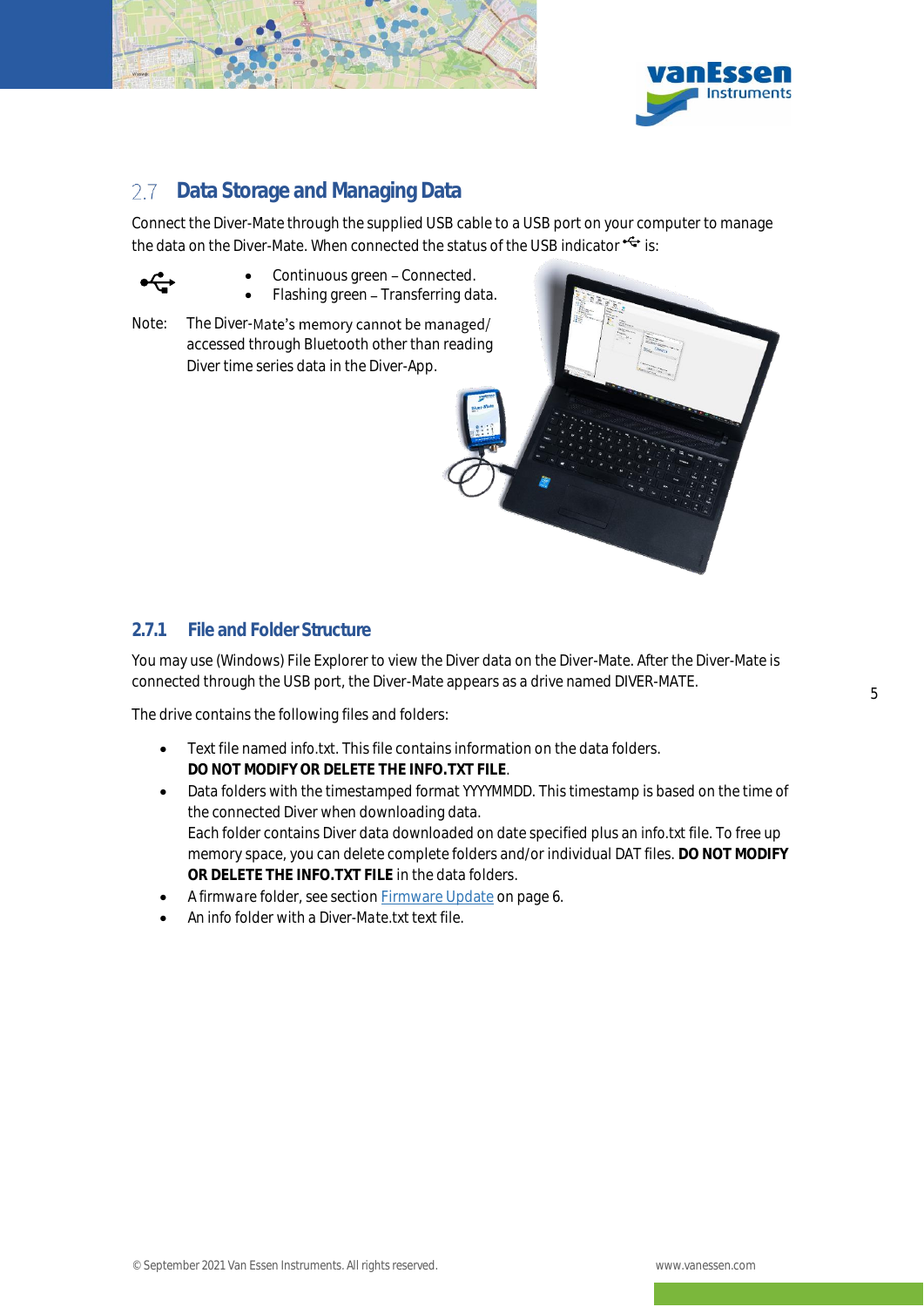## 2.7 Data Storage and Managing Data

Connect the Diver-Mate through the supplied USB cable to a USB port on your computer to manage the data on the Diver-Mate. When connected the status of the USB indicator is:

- Continuous green – Connected.
- Flashing green – Transferring data.

Note: The Diver-Mate's memory cannot be managed/ accessed through Bluetooth other than reading Diver time series data in the Diver-App.

### 2.7.1 File and Folder Structure

You may use (Windows) File Explorer to view the Diver data on the Diver-Mate. After the Diver-Mate is connected through the USB port, the Diver-Mate appears as a drive named DIVER-MATE.

The drive contains the following files and folders:

- Text file named info.txt. This file contains information on the data folders.  
  **DO NOT MODIFY OR DELETE THE INFO.TXT FILE**.
- Data folders with the timestamped format YYYYMMDD. This timestamp is based on the time of the connected Diver when downloading data.  
  Each folder contains Diver data downloaded on date specified plus an info.txt file. To free up memory space, you can delete complete folders and/or individual DAT files. **DO NOT MODIFY OR DELETE THE INFO.TXT FILE** in the data folders.
- A firmware folder, see section Firmware Update on page 6.
- An info folder with a Diver-Mate.txt text file.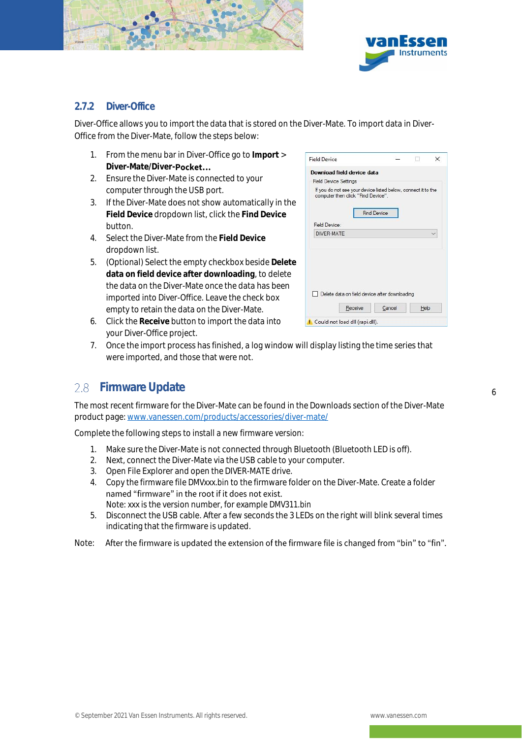### 2.7.2 Diver-Office

Diver-Office allows you to import the data that is stored on the Diver-Mate. To import data in Diver-Office from the Diver-Mate, follow the steps below:

1. From the menu bar in Diver-Office go to **Import** > **Diver-Mate/Diver-Pocket…**
2. Ensure the Diver-Mate is connected to your computer through the USB port.
3. If the Diver-Mate does not show automatically in the **Field Device** dropdown list, click the **Find Device** button.
4. Select the Diver-Mate from the **Field Device** dropdown list.
5. (Optional) Select the empty checkbox beside **Delete data on field device after downloading**, to delete the data on the Diver-Mate once the data has been imported into Diver-Office. Leave the check box empty to retain the data on the Diver-Mate.
6. Click the **Receive** button to import the data into your Diver-Office project.
7. Once the import process has finished, a log window will display listing the time series that were imported, and those that were not.

## 2.8 Firmware Update

The most recent firmware for the Diver-Mate can be found in the Downloads section of the Diver-Mate product page: www.vanessen.com/products/accessories/diver-mate/

Complete the following steps to install a new firmware version:

1. Make sure the Diver-Mate is not connected through Bluetooth (Bluetooth LED is off).
2. Next, connect the Diver-Mate via the USB cable to your computer.
3. Open File Explorer and open the DIVER-MATE drive.
4. Copy the firmware file DMVxxx.bin to the firmware folder on the Diver-Mate. Create a folder named "firmware" in the root if it does not exist.
   Note: xxx is the version number, for example DMV311.bin
5. Disconnect the USB cable. After a few seconds the 3 LEDs on the right will blink several times indicating that the firmware is updated.

Note: After the firmware is updated the extension of the firmware file is changed from "bin" to "fin".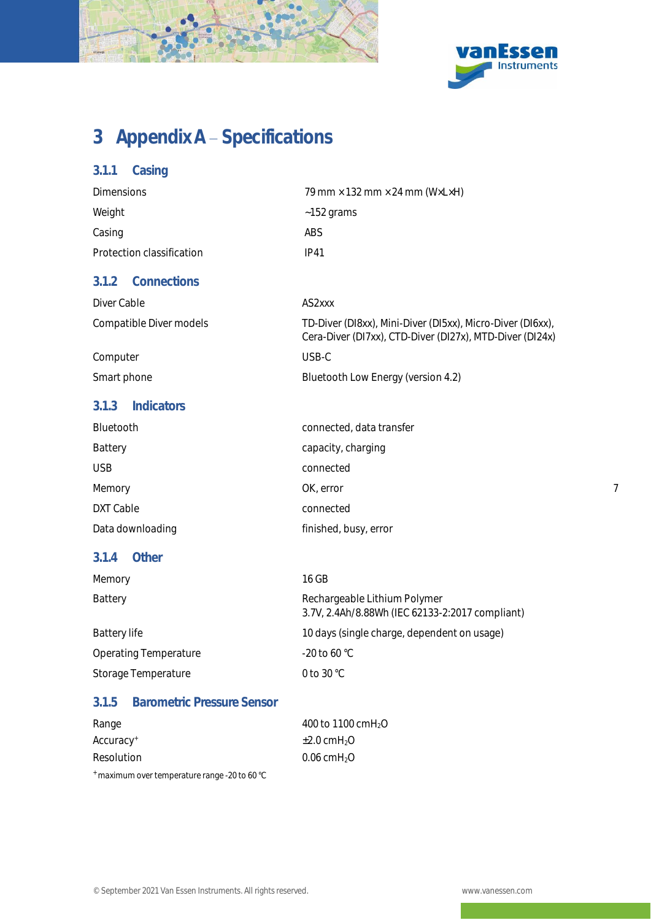# 3 Appendix A – Specifications

### 3.1.1 Casing

| | |
|---|---|
| Dimensions | 79 mm × 132 mm × 24 mm (W×L×H) |
| Weight | ~152 grams |
| Casing | ABS |
| Protection classification | IP41 |

### 3.1.2 Connections

| | |
|---|---|
| Diver Cable | AS2xxx |
| Compatible Diver models | TD-Diver (DI8xx), Mini-Diver (DI5xx), Micro-Diver (DI6xx), Cera-Diver (DI7xx), CTD-Diver (DI27x), MTD-Diver (DI24x) |
| Computer | USB-C |
| Smart phone | Bluetooth Low Energy (version 4.2) |

### 3.1.3 Indicators

| | |
|---|---|
| Bluetooth | connected, data transfer |
| Battery | capacity, charging |
| USB | connected |
| Memory | OK, error |
| DXT Cable | connected |
| Data downloading | finished, busy, error |

### 3.1.4 Other

| | |
|---|---|
| Memory | 16 GB |
| Battery | Rechargeable Lithium Polymer 3.7V, 2.4Ah/8.88Wh (IEC 62133-2:2017 compliant) |
| Battery life | 10 days (single charge, dependent on usage) |
| Operating Temperature | -20 to 60 °C |
| Storage Temperature | 0 to 30 °C |

### 3.1.5 Barometric Pressure Sensor

| | |
|---|---|
| Range | 400 to 1100 cm$H_2O$ |
| Accuracy$^{+}$ | ±2.0 cm$H_2O$ |
| Resolution | 0.06 cm$H_2O$ |

$^{+}$maximum over temperature range -20 to 60 °C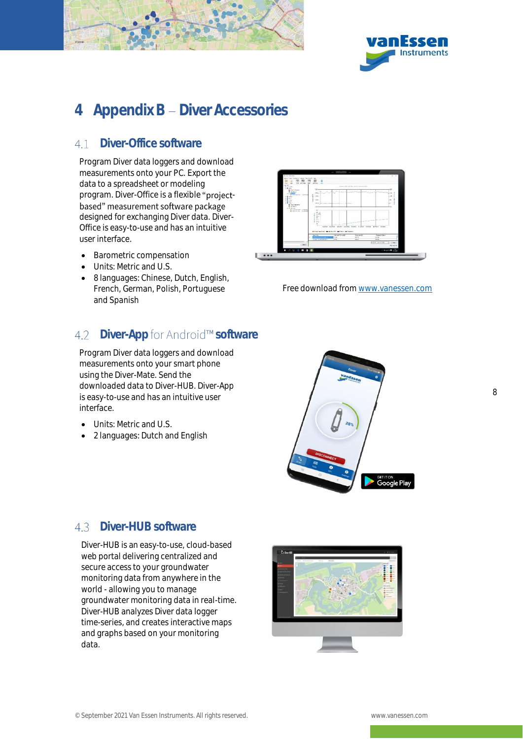# 4 Appendix B – Diver Accessories

## 4.1 Diver-Office software

Program Diver data loggers and download measurements onto your PC. Export the data to a spreadsheet or modeling program. Diver-Office is a flexible "project-based" measurement software package designed for exchanging Diver data. Diver-Office is easy-to-use and has an intuitive user interface.

- Barometric compensation
- Units: Metric and U.S.
- 8 languages: Chinese, Dutch, English, French, German, Polish, Portuguese and Spanish

Free download from www.vanessen.com

## 4.2 Diver-App for Android™ software

Program Diver data loggers and download measurements onto your smart phone using the Diver-Mate. Send the downloaded data to Diver-HUB. Diver-App is easy-to-use and has an intuitive user interface.

- Units: Metric and U.S.
- 2 languages: Dutch and English

## 4.3 Diver-HUB software

Diver-HUB is an easy-to-use, cloud-based web portal delivering centralized and secure access to your groundwater monitoring data from anywhere in the world - allowing you to manage groundwater monitoring data in real-time. Diver-HUB analyzes Diver data logger time-series, and creates interactive maps and graphs based on your monitoring data.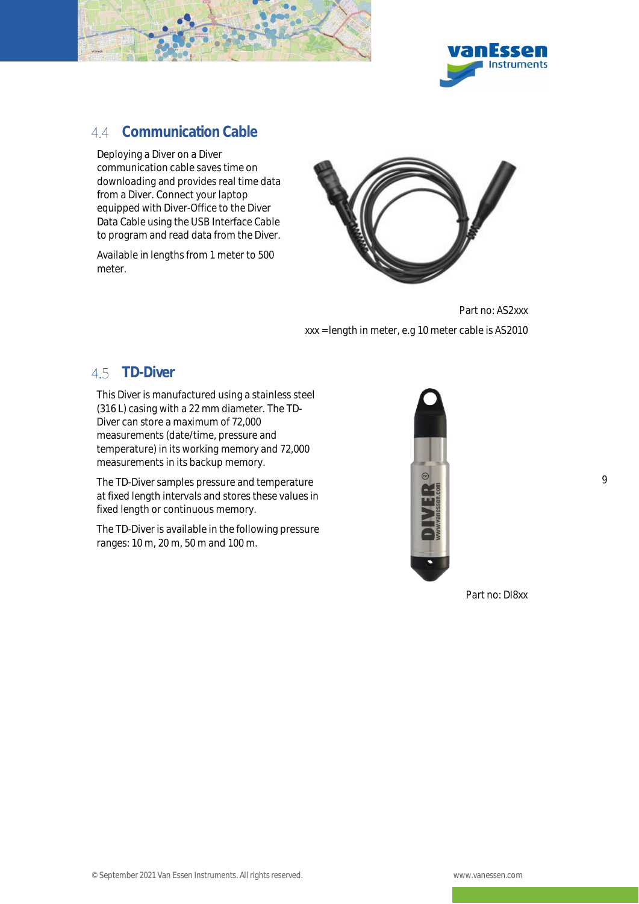## 4.4 Communication Cable

Deploying a Diver on a Diver communication cable saves time on downloading and provides real time data from a Diver. Connect your laptop equipped with Diver-Office to the Diver Data Cable using the USB Interface Cable to program and read data from the Diver.

Available in lengths from 1 meter to 500 meter.

Part no: AS2xxx

xxx = length in meter, e.g 10 meter cable is AS2010

## 4.5 TD-Diver

This Diver is manufactured using a stainless steel (316 L) casing with a 22 mm diameter. The TD-Diver can store a maximum of 72,000 measurements (date/time, pressure and temperature) in its working memory and 72,000 measurements in its backup memory.

The TD-Diver samples pressure and temperature at fixed length intervals and stores these values in fixed length or continuous memory.

The TD-Diver is available in the following pressure ranges: 10 m, 20 m, 50 m and 100 m.

Part no: DI8xx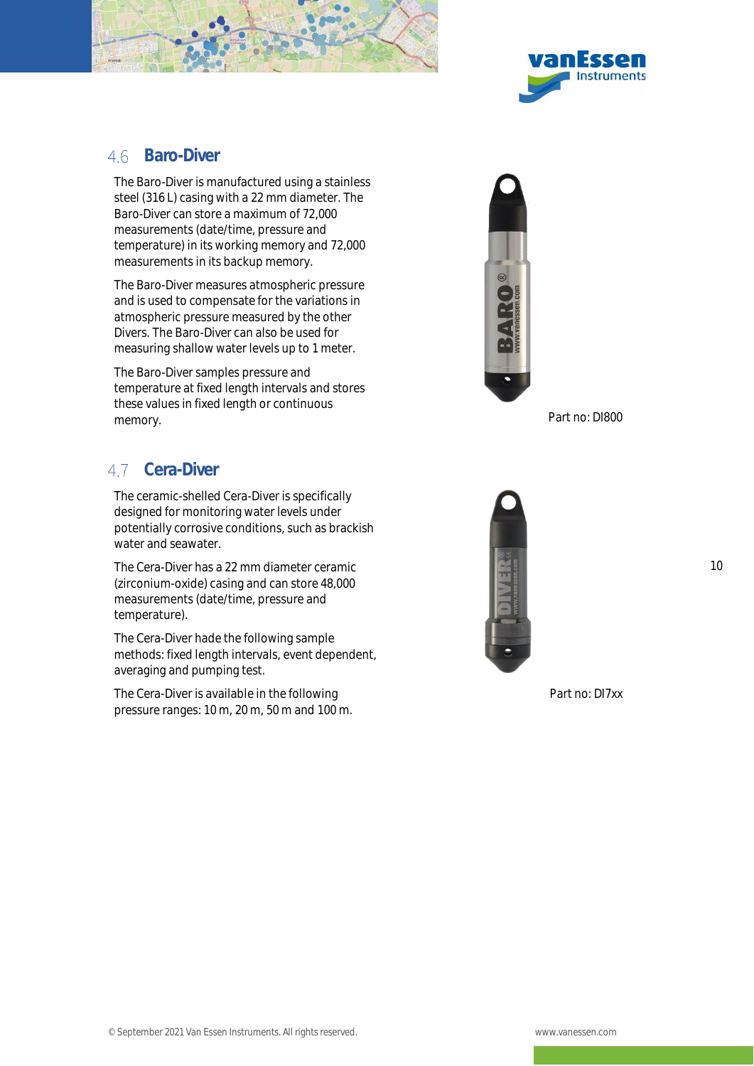## 4.6 Baro-Diver

The Baro-Diver is manufactured using a stainless steel (316 L) casing with a 22 mm diameter. The Baro-Diver can store a maximum of 72,000 measurements (date/time, pressure and temperature) in its working memory and 72,000 measurements in its backup memory.

The Baro-Diver measures atmospheric pressure and is used to compensate for the variations in atmospheric pressure measured by the other Divers. The Baro-Diver can also be used for measuring shallow water levels up to 1 meter.

The Baro-Diver samples pressure and temperature at fixed length intervals and stores these values in fixed length or continuous memory.

Part no: DI800

## 4.7 Cera-Diver

The ceramic-shelled Cera-Diver is specifically designed for monitoring water levels under potentially corrosive conditions, such as brackish water and seawater.

The Cera-Diver has a 22 mm diameter ceramic (zirconium-oxide) casing and can store 48,000 measurements (date/time, pressure and temperature).

The Cera-Diver hade the following sample methods: fixed length intervals, event dependent, averaging and pumping test.

The Cera-Diver is available in the following pressure ranges: 10 m, 20 m, 50 m and 100 m.

Part no: DI7xx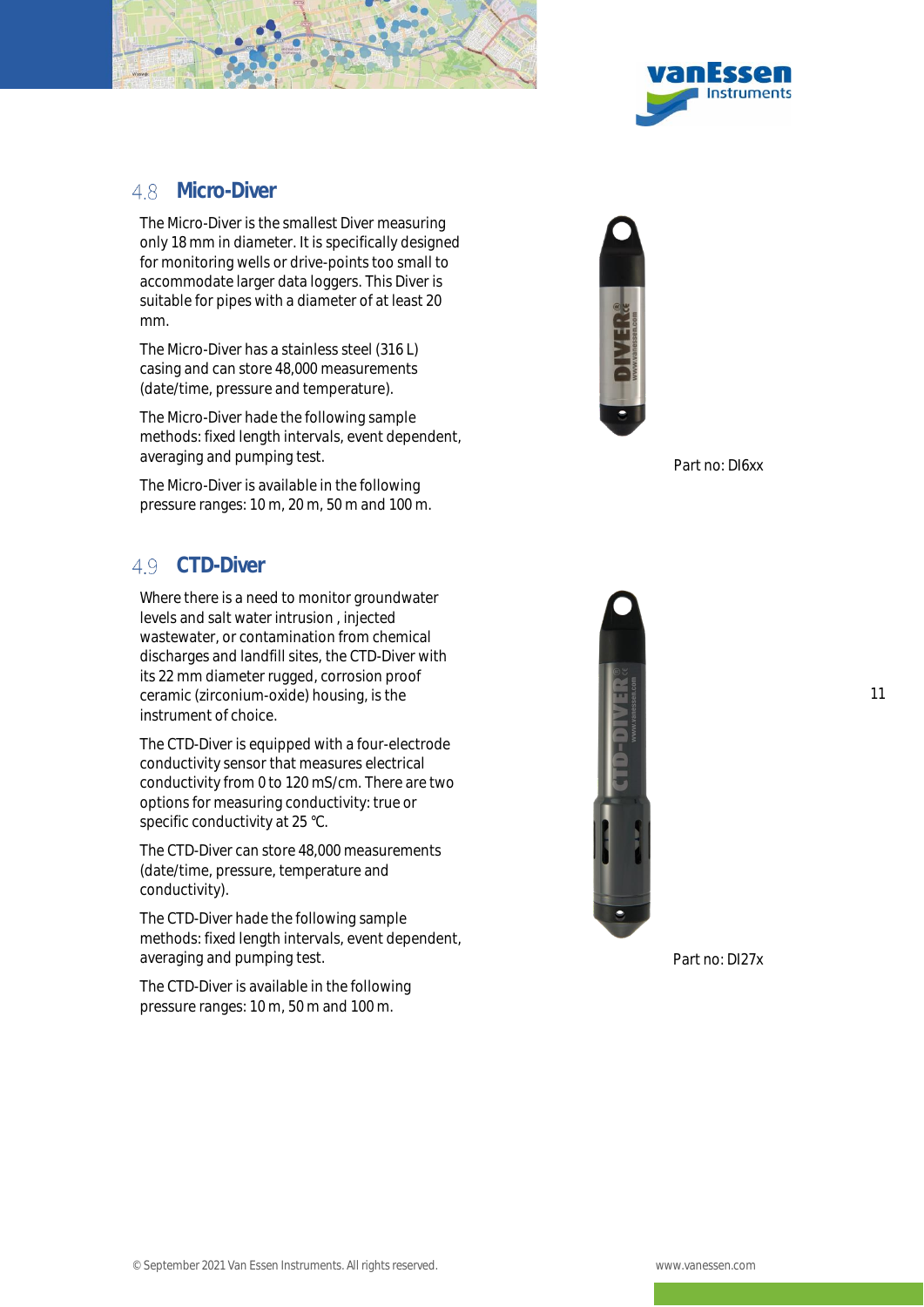## 4.8 Micro-Diver

The Micro-Diver is the smallest Diver measuring only 18 mm in diameter. It is specifically designed for monitoring wells or drive-points too small to accommodate larger data loggers. This Diver is suitable for pipes with a diameter of at least 20 mm.

The Micro-Diver has a stainless steel (316 L) casing and can store 48,000 measurements (date/time, pressure and temperature).

The Micro-Diver hade the following sample methods: fixed length intervals, event dependent, averaging and pumping test.

The Micro-Diver is available in the following pressure ranges: 10 m, 20 m, 50 m and 100 m.

Part no: DI6xx

## 4.9 CTD-Diver

Where there is a need to monitor groundwater levels and salt water intrusion , injected wastewater, or contamination from chemical discharges and landfill sites, the CTD-Diver with its 22 mm diameter rugged, corrosion proof ceramic (zirconium-oxide) housing, is the instrument of choice.

The CTD-Diver is equipped with a four-electrode conductivity sensor that measures electrical conductivity from 0 to 120 mS/cm. There are two options for measuring conductivity: true or specific conductivity at 25 °C.

The CTD-Diver can store 48,000 measurements (date/time, pressure, temperature and conductivity).

The CTD-Diver hade the following sample methods: fixed length intervals, event dependent, averaging and pumping test.

The CTD-Diver is available in the following pressure ranges: 10 m, 50 m and 100 m.

Part no: DI27x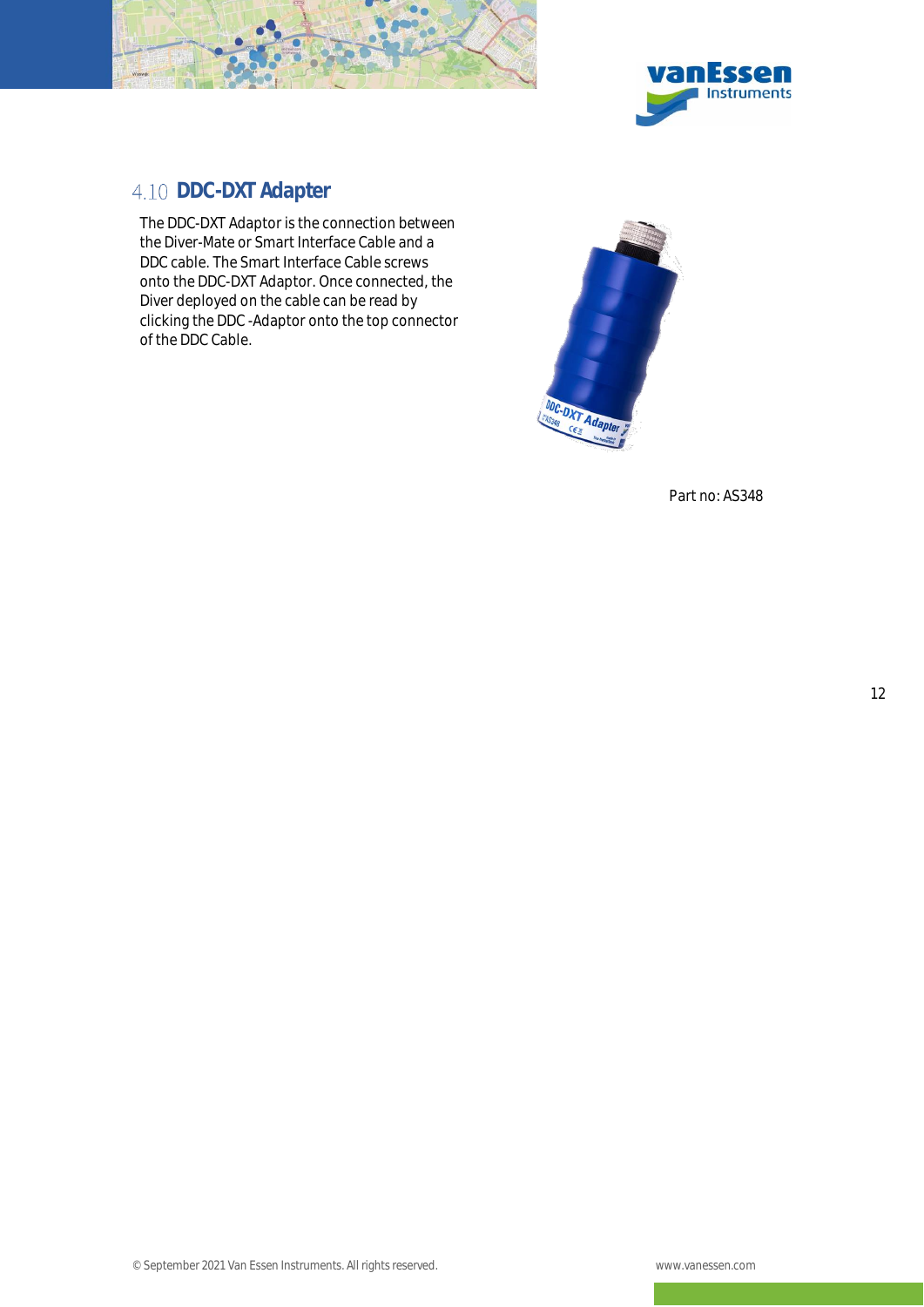## 4.10 DDC-DXT Adapter

The DDC-DXT Adaptor is the connection between the Diver-Mate or Smart Interface Cable and a DDC cable. The Smart Interface Cable screws onto the DDC-DXT Adaptor. Once connected, the Diver deployed on the cable can be read by clicking the DDC -Adaptor onto the top connector of the DDC Cable.

Part no: AS348